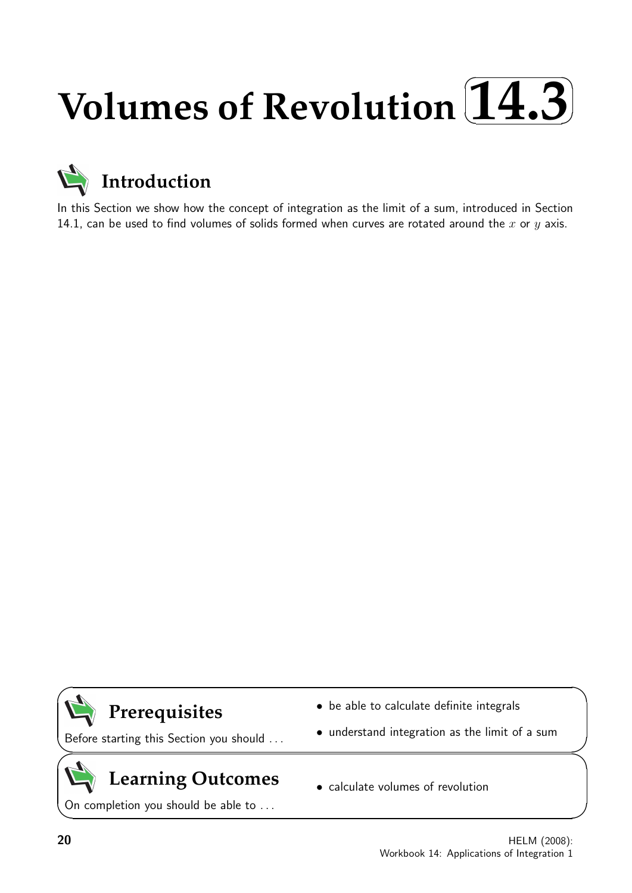# Volumes of Revolution 14.3

## Introduction

In this Section we show how the concept of integration as the limit of a sum, introduced in Section 14.1, can be used to find volumes of solids formed when curves are rotated around the $x$ or $y$ axis.

## Prerequisites

Before starting this Section you should ...

- be able to calculate definite integrals
- understand integration as the limit of a sum

## Learning Outcomes

On completion you should be able to ...

- calculate volumes of revolution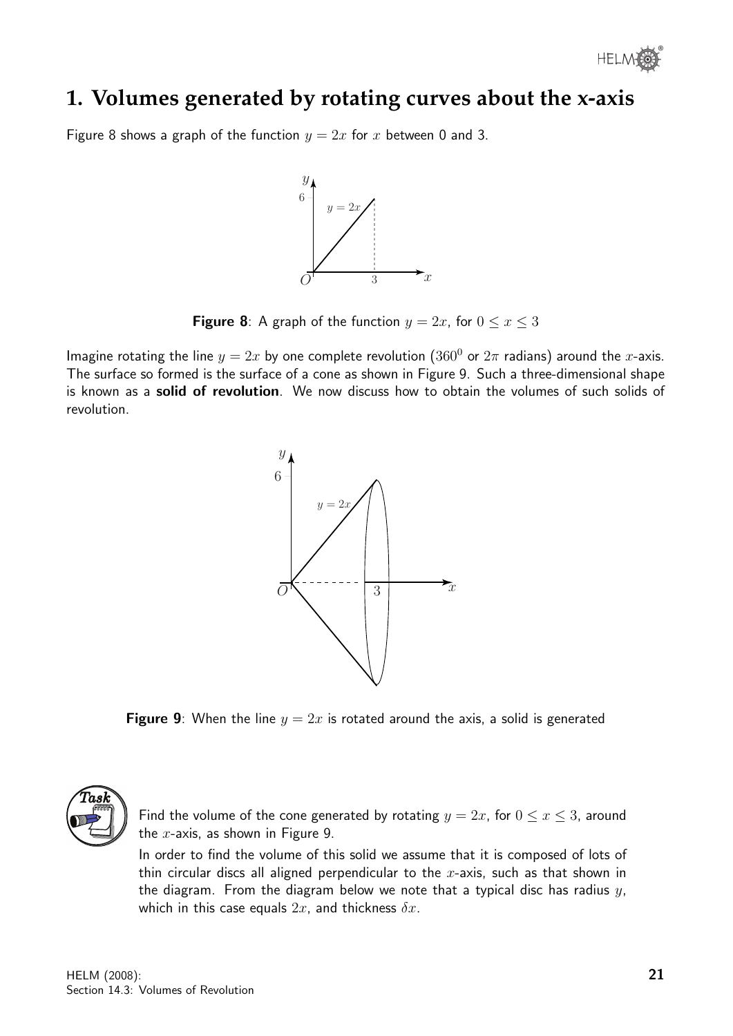## 1. Volumes generated by rotating curves about the x-axis

Figure 8 shows a graph of the function $y = 2x$ for $x$ between 0 and 3.

**Figure 8**: A graph of the function $y = 2x$, for $0 \leq x \leq 3$

Imagine rotating the line $y = 2x$ by one complete revolution ($360^0$ or $2\pi$ radians) around the $x$-axis. The surface so formed is the surface of a cone as shown in Figure 9. Such a three-dimensional shape is known as a **solid of revolution**. We now discuss how to obtain the volumes of such solids of revolution.

**Figure 9**: When the line $y = 2x$ is rotated around the axis, a solid is generated

**Task**

Find the volume of the cone generated by rotating $y = 2x$, for $0 \leq x \leq 3$, around the $x$-axis, as shown in Figure 9.

In order to find the volume of this solid we assume that it is composed of lots of thin circular discs all aligned perpendicular to the $x$-axis, such as that shown in the diagram. From the diagram below we note that a typical disc has radius $y$, which in this case equals $2x$, and thickness $\delta x$.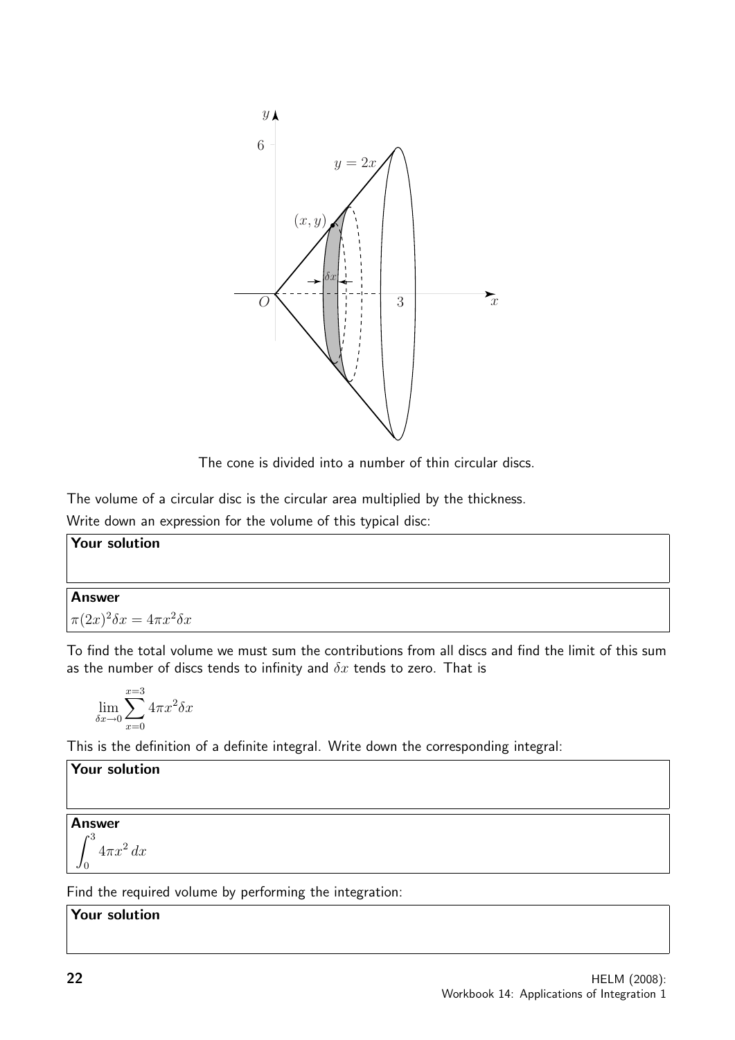The cone is divided into a number of thin circular discs.

The volume of a circular disc is the circular area multiplied by the thickness.

Write down an expression for the volume of this typical disc:

**Your solution**

**Answer**

$\pi(2x)^2\delta x = 4\pi x^2 \delta x$

To find the total volume we must sum the contributions from all discs and find the limit of this sum as the number of discs tends to infinity and $\delta x$ tends to zero. That is

$$\lim_{\delta x \to 0} \sum_{x=0}^{x=3} 4\pi x^2 \delta x$$

This is the definition of a definite integral. Write down the corresponding integral:

**Your solution**

**Answer**

$$\int_0^3 4\pi x^2 \, dx$$

Find the required volume by performing the integration:

**Your solution**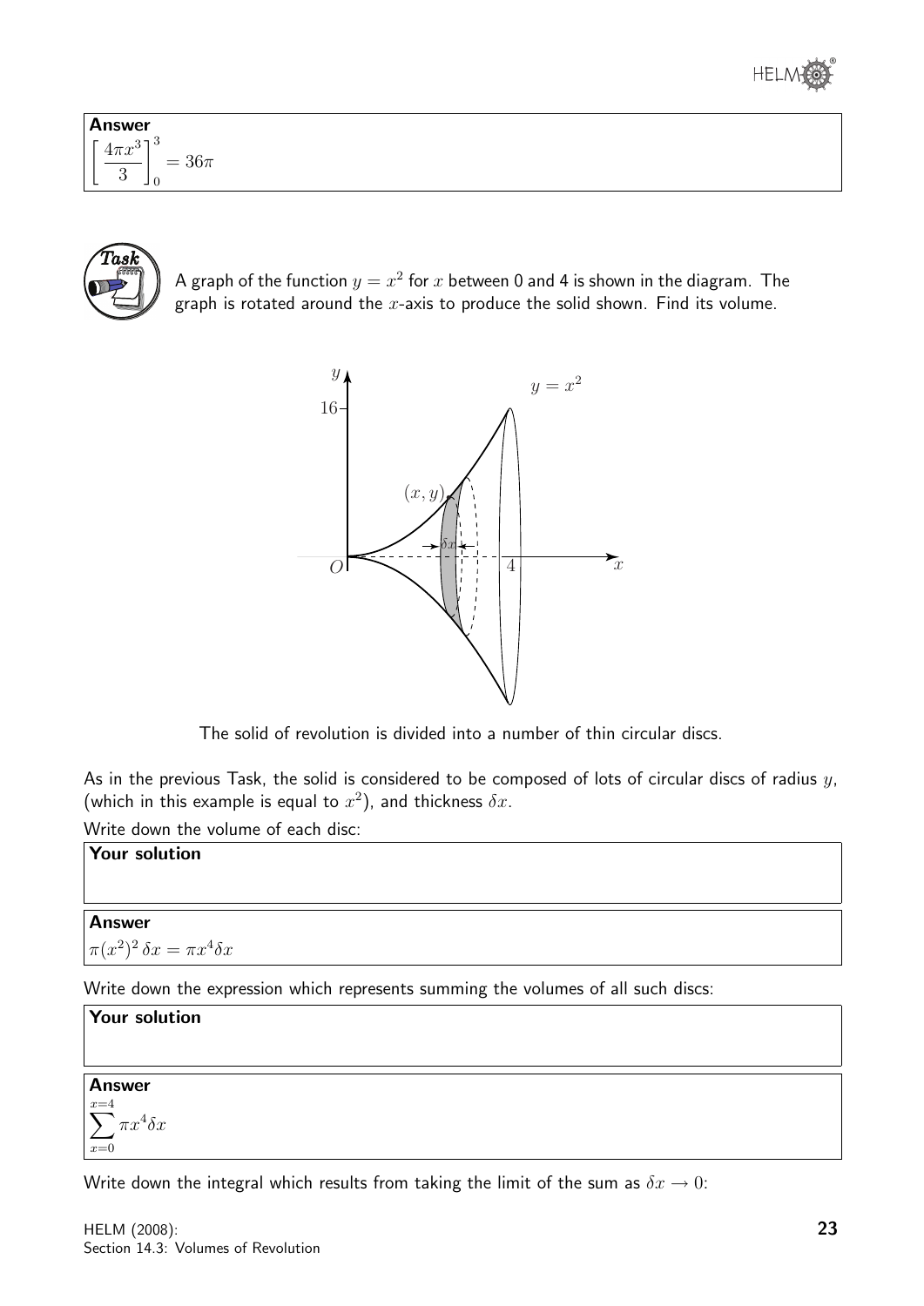**Answer**

$$\left[\frac{4\pi x^3}{3}\right]_0^3 = 36\pi$$

**Task**

A graph of the function $y = x^2$ for $x$ between 0 and 4 is shown in the diagram. The graph is rotated around the $x$-axis to produce the solid shown. Find its volume.

The solid of revolution is divided into a number of thin circular discs.

As in the previous Task, the solid is considered to be composed of lots of circular discs of radius $y$, (which in this example is equal to $x^2$), and thickness $\delta x$.

Write down the volume of each disc:

**Your solution**

**Answer**

$\pi(x^2)^2\,\delta x = \pi x^4 \delta x$

Write down the expression which represents summing the volumes of all such discs:

**Your solution**

**Answer**

$$\sum_{x=0}^{x=4} \pi x^4 \delta x$$

Write down the integral which results from taking the limit of the sum as $\delta x \to 0$: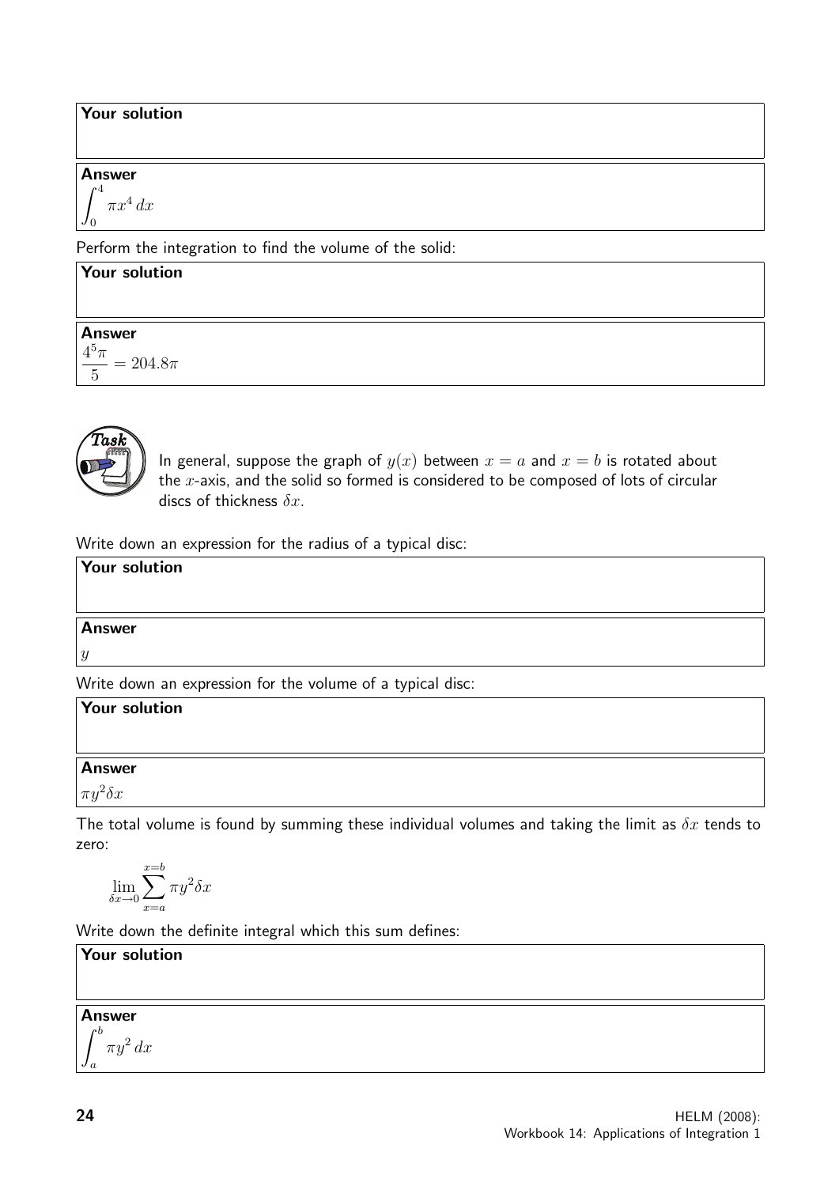**Your solution**

**Answer**

$$\int_0^4 \pi x^4 \, dx$$

Perform the integration to find the volume of the solid:

**Your solution**

**Answer**

$$\frac{4^5\pi}{5} = 204.8\pi$$

**Task**

In general, suppose the graph of $y(x)$ between $x = a$ and $x = b$ is rotated about the $x$-axis, and the solid so formed is considered to be composed of lots of circular discs of thickness $\delta x$.

Write down an expression for the radius of a typical disc:

**Your solution**

**Answer**

$y$

Write down an expression for the volume of a typical disc:

**Your solution**

**Answer**

$\pi y^2 \delta x$

The total volume is found by summing these individual volumes and taking the limit as $\delta x$ tends to zero:

$$\lim_{\delta x \to 0} \sum_{x=a}^{x=b} \pi y^2 \delta x$$

Write down the definite integral which this sum defines:

**Your solution**

**Answer**

$$\int_a^b \pi y^2 \, dx$$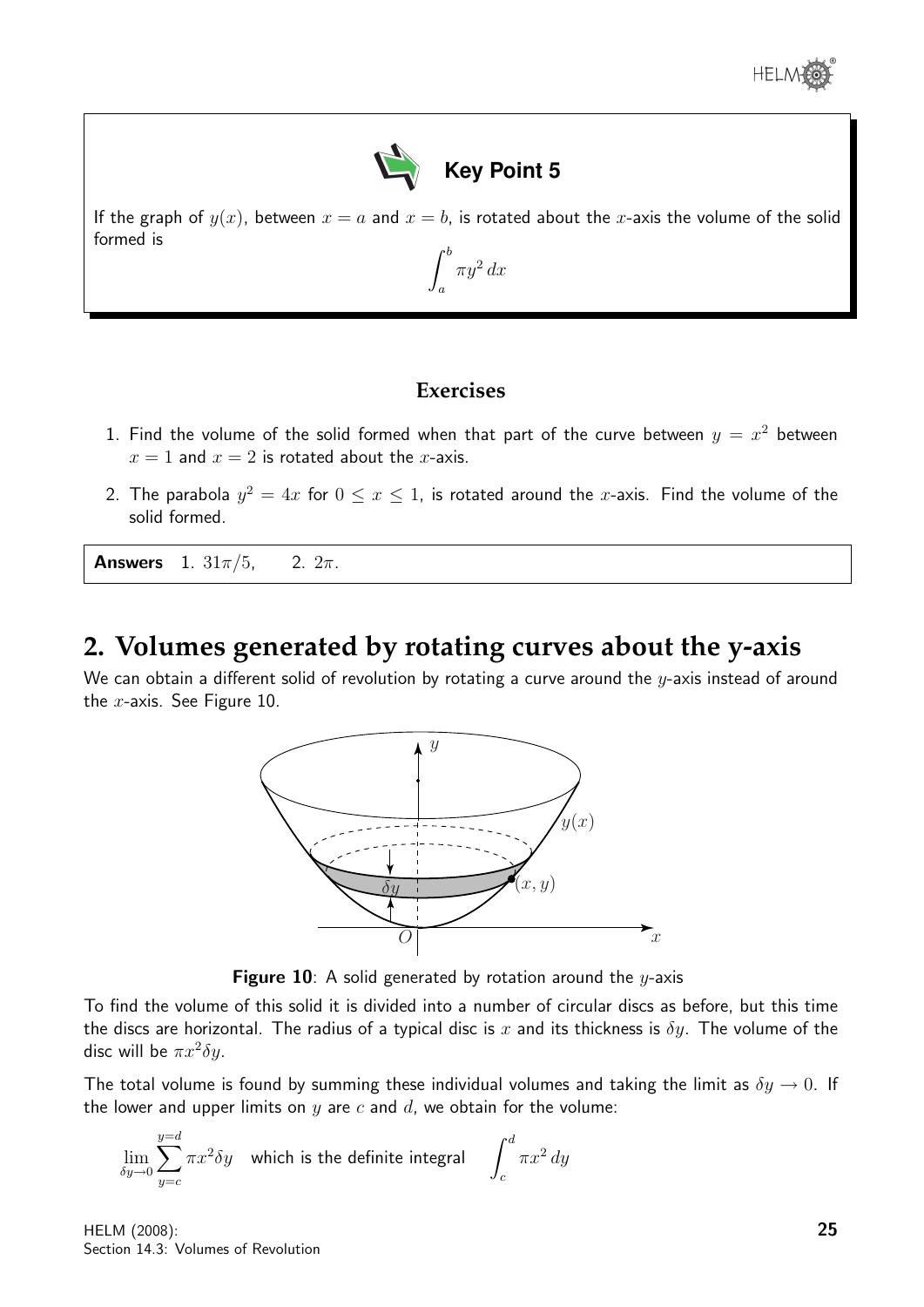**Key Point 5**

If the graph of $y(x)$, between $x = a$ and $x = b$, is rotated about the $x$-axis the volume of the solid formed is

$$\int_a^b \pi y^2 \, dx$$

### Exercises

1. Find the volume of the solid formed when that part of the curve between $y = x^2$ between $x = 1$ and $x = 2$ is rotated about the $x$-axis.
2. The parabola $y^2 = 4x$ for $0 \leq x \leq 1$, is rotated around the $x$-axis. Find the volume of the solid formed.

**Answers** 1. $31\pi/5$, 2. $2\pi$.

## 2. Volumes generated by rotating curves about the y-axis

We can obtain a different solid of revolution by rotating a curve around the $y$-axis instead of around the $x$-axis. See Figure 10.

**Figure 10**: A solid generated by rotation around the $y$-axis

To find the volume of this solid it is divided into a number of circular discs as before, but this time the discs are horizontal. The radius of a typical disc is $x$ and its thickness is $\delta y$. The volume of the disc will be $\pi x^2 \delta y$.

The total volume is found by summing these individual volumes and taking the limit as $\delta y \to 0$. If the lower and upper limits on $y$ are $c$ and $d$, we obtain for the volume:

$$\lim_{\delta y \to 0} \sum_{y=c}^{y=d} \pi x^2 \delta y \quad \text{which is the definite integral} \quad \int_c^d \pi x^2 \, dy$$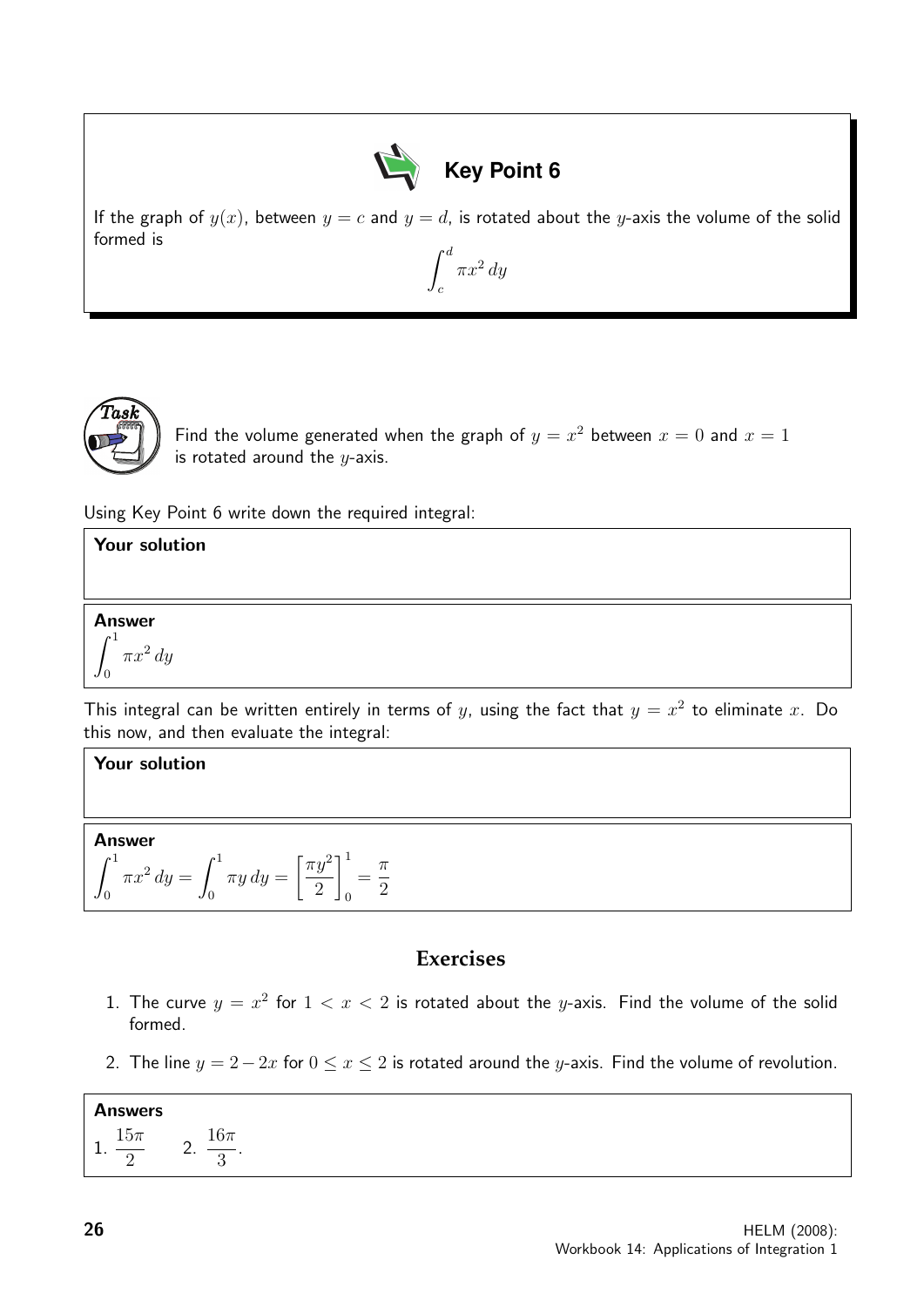## Key Point 6

If the graph of $y(x)$, between $y = c$ and $y = d$, is rotated about the $y$-axis the volume of the solid formed is

$$\int_c^d \pi x^2 \, dy$$

**Task**

Find the volume generated when the graph of $y = x^2$ between $x = 0$ and $x = 1$ is rotated around the $y$-axis.

Using Key Point 6 write down the required integral:

**Your solution**

**Answer**

$$\int_0^1 \pi x^2 \, dy$$

This integral can be written entirely in terms of $y$, using the fact that $y = x^2$ to eliminate $x$. Do this now, and then evaluate the integral:

**Your solution**

**Answer**

$$\int_0^1 \pi x^2 \, dy = \int_0^1 \pi y \, dy = \left[\frac{\pi y^2}{2}\right]_0^1 = \frac{\pi}{2}$$

## Exercises

1. The curve $y = x^2$ for $1 < x < 2$ is rotated about the $y$-axis. Find the volume of the solid formed.
2. The line $y = 2 - 2x$ for $0 \le x \le 2$ is rotated around the $y$-axis. Find the volume of revolution.

**Answers**

1. $\dfrac{15\pi}{2}$ 2. $\dfrac{16\pi}{3}$.